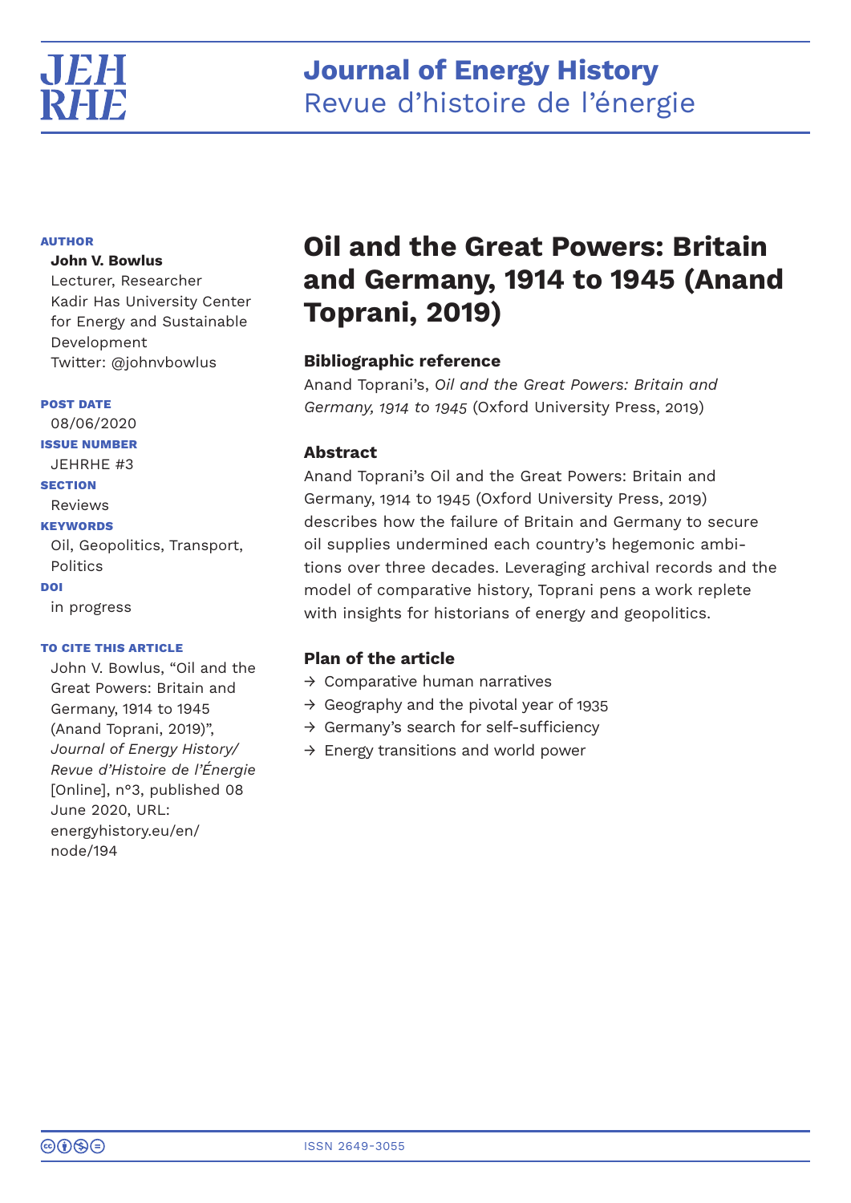# Journal of Energy History
Revue d'histoire de l'énergie

**AUTHOR**

**John V. Bowlus**
Lecturer, Researcher
Kadir Has University Center for Energy and Sustainable Development
Twitter: @johnvbowlus

**POST DATE**
08/06/2020

**ISSUE NUMBER**
JEHRHE #3

**SECTION**
Reviews

**KEYWORDS**
Oil, Geopolitics, Transport, Politics

**DOI**
in progress

**TO CITE THIS ARTICLE**
John V. Bowlus, "Oil and the Great Powers: Britain and Germany, 1914 to 1945 (Anand Toprani, 2019)", *Journal of Energy History/Revue d'Histoire de l'Énergie* [Online], n°3, published 08 June 2020, URL: energyhistory.eu/en/node/194

# Oil and the Great Powers: Britain and Germany, 1914 to 1945 (Anand Toprani, 2019)

### Bibliographic reference

Anand Toprani's, *Oil and the Great Powers: Britain and Germany, 1914 to 1945* (Oxford University Press, 2019)

### Abstract

Anand Toprani's Oil and the Great Powers: Britain and Germany, 1914 to 1945 (Oxford University Press, 2019) describes how the failure of Britain and Germany to secure oil supplies undermined each country's hegemonic ambitions over three decades. Leveraging archival records and the model of comparative history, Toprani pens a work replete with insights for historians of energy and geopolitics.

### Plan of the article

- → Comparative human narratives
- → Geography and the pivotal year of 1935
- → Germany's search for self-sufficiency
- → Energy transitions and world power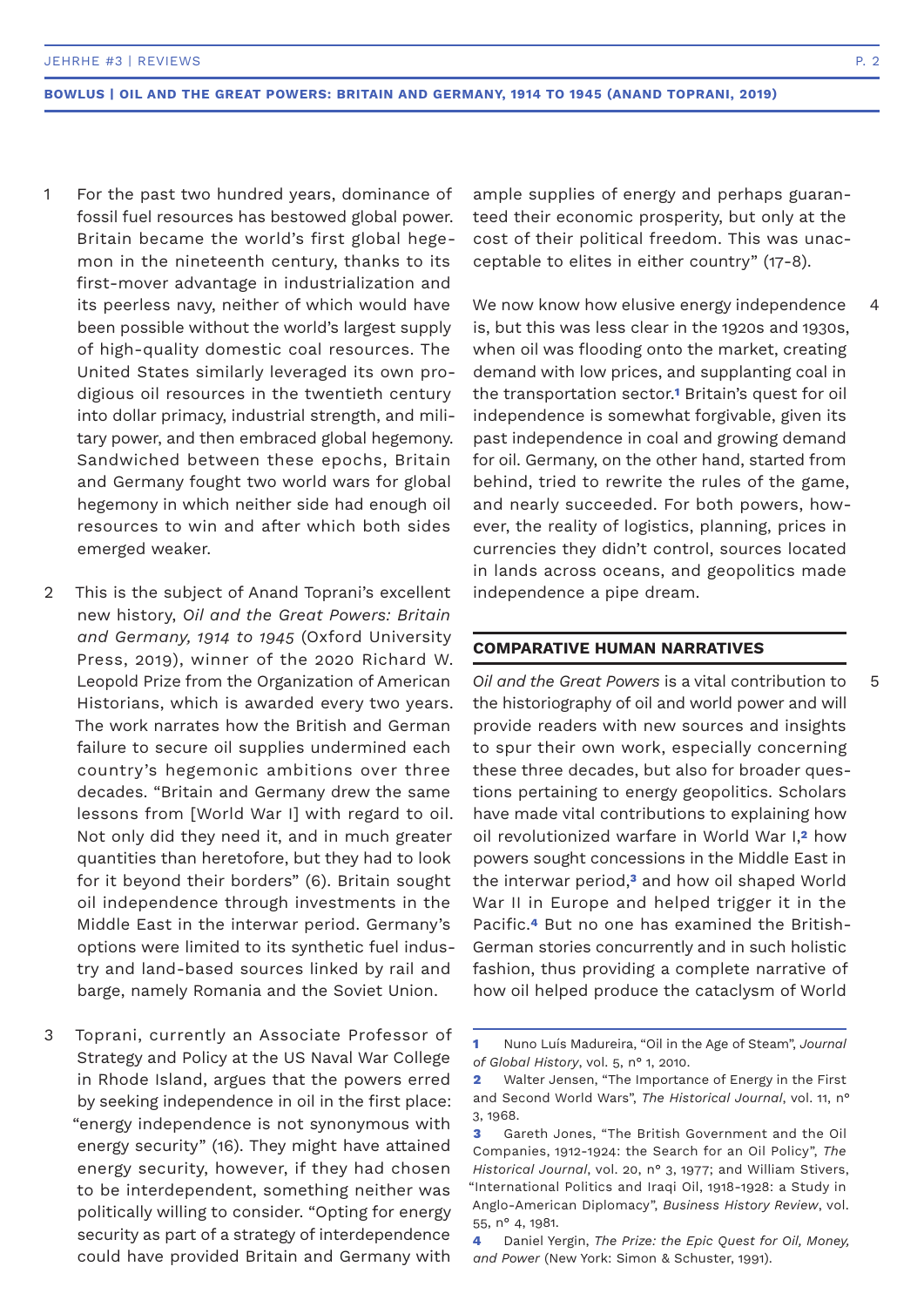1 For the past two hundred years, dominance of fossil fuel resources has bestowed global power. Britain became the world's first global hegemon in the nineteenth century, thanks to its first-mover advantage in industrialization and its peerless navy, neither of which would have been possible without the world's largest supply of high-quality domestic coal resources. The United States similarly leveraged its own prodigious oil resources in the twentieth century into dollar primacy, industrial strength, and military power, and then embraced global hegemony. Sandwiched between these epochs, Britain and Germany fought two world wars for global hegemony in which neither side had enough oil resources to win and after which both sides emerged weaker.

2 This is the subject of Anand Toprani's excellent new history, *Oil and the Great Powers: Britain and Germany, 1914 to 1945* (Oxford University Press, 2019), winner of the 2020 Richard W. Leopold Prize from the Organization of American Historians, which is awarded every two years. The work narrates how the British and German failure to secure oil supplies undermined each country's hegemonic ambitions over three decades. "Britain and Germany drew the same lessons from [World War I] with regard to oil. Not only did they need it, and in much greater quantities than heretofore, but they had to look for it beyond their borders" (6). Britain sought oil independence through investments in the Middle East in the interwar period. Germany's options were limited to its synthetic fuel industry and land-based sources linked by rail and barge, namely Romania and the Soviet Union.

3 Toprani, currently an Associate Professor of Strategy and Policy at the US Naval War College in Rhode Island, argues that the powers erred by seeking independence in oil in the first place: "energy independence is not synonymous with energy security" (16). They might have attained energy security, however, if they had chosen to be interdependent, something neither was politically willing to consider. "Opting for energy security as part of a strategy of interdependence could have provided Britain and Germany with ample supplies of energy and perhaps guaranteed their economic prosperity, but only at the cost of their political freedom. This was unacceptable to elites in either country" (17-8).

4 We now know how elusive energy independence is, but this was less clear in the 1920s and 1930s, when oil was flooding onto the market, creating demand with low prices, and supplanting coal in the transportation sector.[1] Britain's quest for oil independence is somewhat forgivable, given its past independence in coal and growing demand for oil. Germany, on the other hand, started from behind, tried to rewrite the rules of the game, and nearly succeeded. For both powers, however, the reality of logistics, planning, prices in currencies they didn't control, sources located in lands across oceans, and geopolitics made independence a pipe dream.

## COMPARATIVE HUMAN NARRATIVES

5 *Oil and the Great Powers* is a vital contribution to the historiography of oil and world power and will provide readers with new sources and insights to spur their own work, especially concerning these three decades, but also for broader questions pertaining to energy geopolitics. Scholars have made vital contributions to explaining how oil revolutionized warfare in World War I,[2] how powers sought concessions in the Middle East in the interwar period,[3] and how oil shaped World War II in Europe and helped trigger it in the Pacific.[4] But no one has examined the British-German stories concurrently and in such holistic fashion, thus providing a complete narrative of how oil helped produce the cataclysm of World

---

**1** Nuno Luís Madureira, "Oil in the Age of Steam", *Journal of Global History*, vol. 5, n° 1, 2010.

**2** Walter Jensen, "The Importance of Energy in the First and Second World Wars", *The Historical Journal*, vol. 11, n° 3, 1968.

**3** Gareth Jones, "The British Government and the Oil Companies, 1912-1924: the Search for an Oil Policy", *The Historical Journal*, vol. 20, n° 3, 1977; and William Stivers, "International Politics and Iraqi Oil, 1918-1928: a Study in Anglo-American Diplomacy", *Business History Review*, vol. 55, n° 4, 1981.

**4** Daniel Yergin, *The Prize: the Epic Quest for Oil, Money, and Power* (New York: Simon & Schuster, 1991).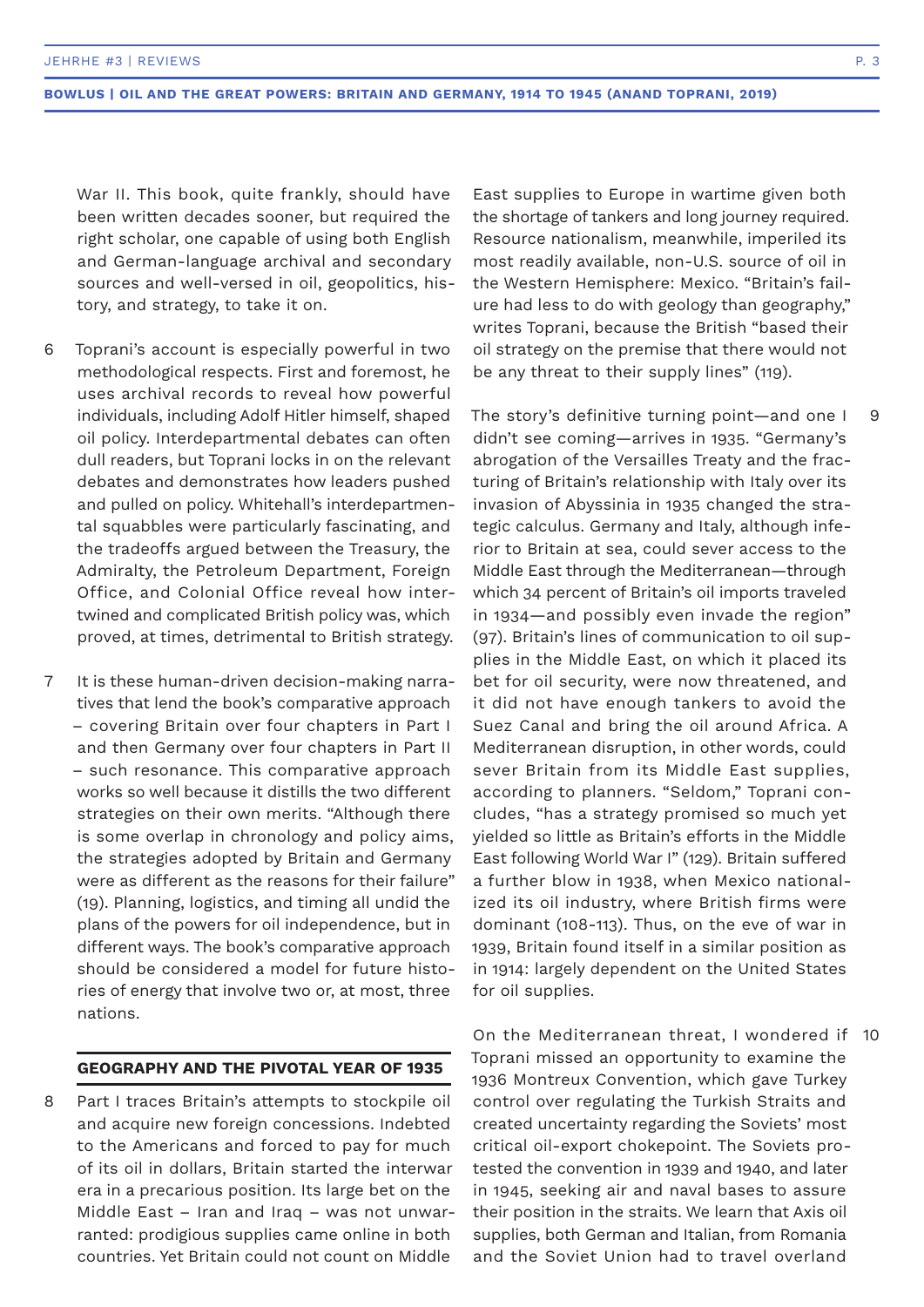War II. This book, quite frankly, should have been written decades sooner, but required the right scholar, one capable of using both English and German-language archival and secondary sources and well-versed in oil, geopolitics, history, and strategy, to take it on.

6 Toprani's account is especially powerful in two methodological respects. First and foremost, he uses archival records to reveal how powerful individuals, including Adolf Hitler himself, shaped oil policy. Interdepartmental debates can often dull readers, but Toprani locks in on the relevant debates and demonstrates how leaders pushed and pulled on policy. Whitehall's interdepartmental squabbles were particularly fascinating, and the tradeoffs argued between the Treasury, the Admiralty, the Petroleum Department, Foreign Office, and Colonial Office reveal how intertwined and complicated British policy was, which proved, at times, detrimental to British strategy.

7 It is these human-driven decision-making narratives that lend the book's comparative approach – covering Britain over four chapters in Part I and then Germany over four chapters in Part II – such resonance. This comparative approach works so well because it distills the two different strategies on their own merits. "Although there is some overlap in chronology and policy aims, the strategies adopted by Britain and Germany were as different as the reasons for their failure" (19). Planning, logistics, and timing all undid the plans of the powers for oil independence, but in different ways. The book's comparative approach should be considered a model for future histories of energy that involve two or, at most, three nations.

## GEOGRAPHY AND THE PIVOTAL YEAR OF 1935

8 Part I traces Britain's attempts to stockpile oil and acquire new foreign concessions. Indebted to the Americans and forced to pay for much of its oil in dollars, Britain started the interwar era in a precarious position. Its large bet on the Middle East – Iran and Iraq – was not unwarranted: prodigious supplies came online in both countries. Yet Britain could not count on Middle East supplies to Europe in wartime given both the shortage of tankers and long journey required. Resource nationalism, meanwhile, imperiled its most readily available, non-U.S. source of oil in the Western Hemisphere: Mexico. "Britain's failure had less to do with geology than geography," writes Toprani, because the British "based their oil strategy on the premise that there would not be any threat to their supply lines" (119).

9 The story's definitive turning point—and one I didn't see coming—arrives in 1935. "Germany's abrogation of the Versailles Treaty and the fracturing of Britain's relationship with Italy over its invasion of Abyssinia in 1935 changed the strategic calculus. Germany and Italy, although inferior to Britain at sea, could sever access to the Middle East through the Mediterranean—through which 34 percent of Britain's oil imports traveled in 1934—and possibly even invade the region" (97). Britain's lines of communication to oil supplies in the Middle East, on which it placed its bet for oil security, were now threatened, and it did not have enough tankers to avoid the Suez Canal and bring the oil around Africa. A Mediterranean disruption, in other words, could sever Britain from its Middle East supplies, according to planners. "Seldom," Toprani concludes, "has a strategy promised so much yet yielded so little as Britain's efforts in the Middle East following World War I" (129). Britain suffered a further blow in 1938, when Mexico nationalized its oil industry, where British firms were dominant (108-113). Thus, on the eve of war in 1939, Britain found itself in a similar position as in 1914: largely dependent on the United States for oil supplies.

10 On the Mediterranean threat, I wondered if Toprani missed an opportunity to examine the 1936 Montreux Convention, which gave Turkey control over regulating the Turkish Straits and created uncertainty regarding the Soviets' most critical oil-export chokepoint. The Soviets protested the convention in 1939 and 1940, and later in 1945, seeking air and naval bases to assure their position in the straits. We learn that Axis oil supplies, both German and Italian, from Romania and the Soviet Union had to travel overland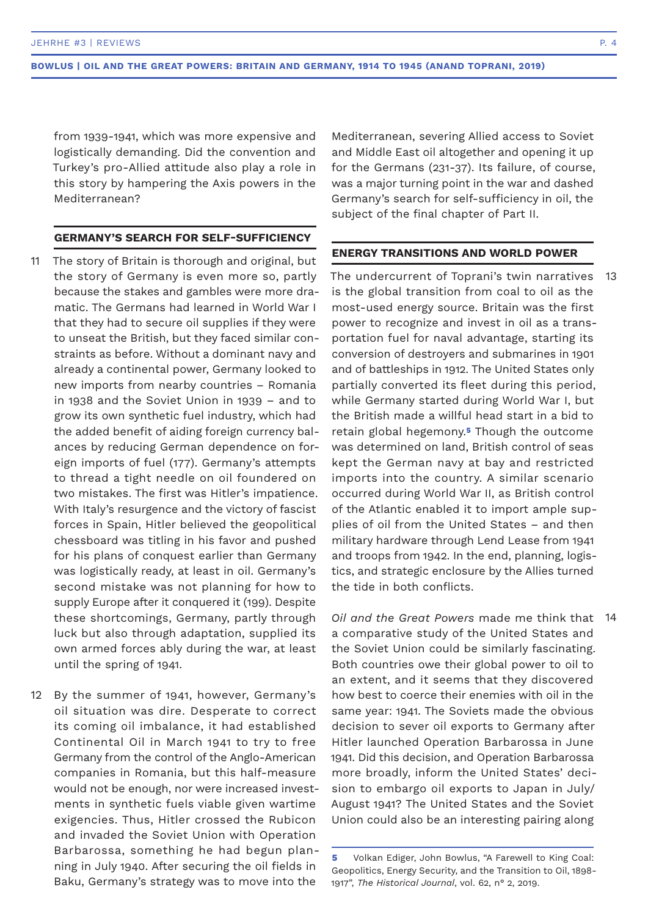from 1939-1941, which was more expensive and logistically demanding. Did the convention and Turkey's pro-Allied attitude also play a role in this story by hampering the Axis powers in the Mediterranean?

## GERMANY'S SEARCH FOR SELF-SUFFICIENCY

11 The story of Britain is thorough and original, but the story of Germany is even more so, partly because the stakes and gambles were more dramatic. The Germans had learned in World War I that they had to secure oil supplies if they were to unseat the British, but they faced similar constraints as before. Without a dominant navy and already a continental power, Germany looked to new imports from nearby countries – Romania in 1938 and the Soviet Union in 1939 – and to grow its own synthetic fuel industry, which had the added benefit of aiding foreign currency balances by reducing German dependence on foreign imports of fuel (177). Germany's attempts to thread a tight needle on oil foundered on two mistakes. The first was Hitler's impatience. With Italy's resurgence and the victory of fascist forces in Spain, Hitler believed the geopolitical chessboard was titling in his favor and pushed for his plans of conquest earlier than Germany was logistically ready, at least in oil. Germany's second mistake was not planning for how to supply Europe after it conquered it (199). Despite these shortcomings, Germany, partly through luck but also through adaptation, supplied its own armed forces ably during the war, at least until the spring of 1941.

12 By the summer of 1941, however, Germany's oil situation was dire. Desperate to correct its coming oil imbalance, it had established Continental Oil in March 1941 to try to free Germany from the control of the Anglo-American companies in Romania, but this half-measure would not be enough, nor were increased investments in synthetic fuels viable given wartime exigencies. Thus, Hitler crossed the Rubicon and invaded the Soviet Union with Operation Barbarossa, something he had begun planning in July 1940. After securing the oil fields in Baku, Germany's strategy was to move into the Mediterranean, severing Allied access to Soviet and Middle East oil altogether and opening it up for the Germans (231-37). Its failure, of course, was a major turning point in the war and dashed Germany's search for self-sufficiency in oil, the subject of the final chapter of Part II.

## ENERGY TRANSITIONS AND WORLD POWER

13 The undercurrent of Toprani's twin narratives is the global transition from coal to oil as the most-used energy source. Britain was the first power to recognize and invest in oil as a transportation fuel for naval advantage, starting its conversion of destroyers and submarines in 1901 and of battleships in 1912. The United States only partially converted its fleet during this period, while Germany started during World War I, but the British made a willful head start in a bid to retain global hegemony.[5] Though the outcome was determined on land, British control of seas kept the German navy at bay and restricted imports into the country. A similar scenario occurred during World War II, as British control of the Atlantic enabled it to import ample supplies of oil from the United States – and then military hardware through Lend Lease from 1941 and troops from 1942. In the end, planning, logistics, and strategic enclosure by the Allies turned the tide in both conflicts.

14 *Oil and the Great Powers* made me think that a comparative study of the United States and the Soviet Union could be similarly fascinating. Both countries owe their global power to oil to an extent, and it seems that they discovered how best to coerce their enemies with oil in the same year: 1941. The Soviets made the obvious decision to sever oil exports to Germany after Hitler launched Operation Barbarossa in June 1941. Did this decision, and Operation Barbarossa more broadly, inform the United States' decision to embargo oil exports to Japan in July/August 1941? The United States and the Soviet Union could also be an interesting pairing along

---

[5] Volkan Ediger, John Bowlus, "A Farewell to King Coal: Geopolitics, Energy Security, and the Transition to Oil, 1898-1917", *The Historical Journal*, vol. 62, n° 2, 2019.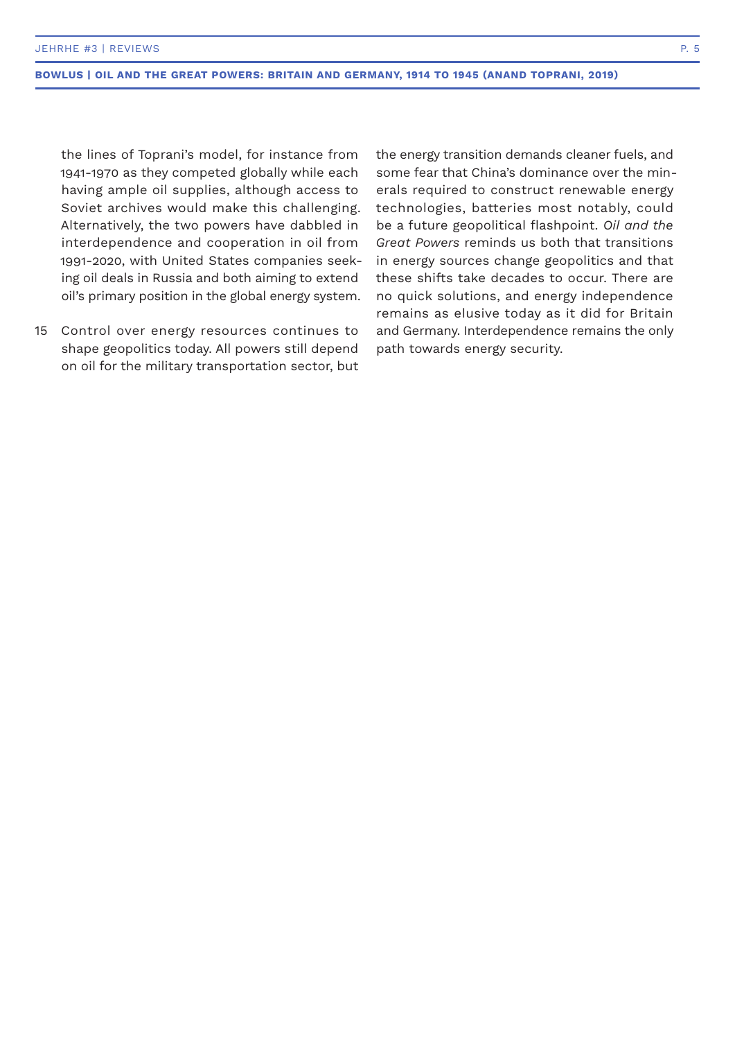the lines of Toprani's model, for instance from 1941-1970 as they competed globally while each having ample oil supplies, although access to Soviet archives would make this challenging. Alternatively, the two powers have dabbled in interdependence and cooperation in oil from 1991-2020, with United States companies seeking oil deals in Russia and both aiming to extend oil's primary position in the global energy system.

Control over energy resources continues to shape geopolitics today. All powers still depend on oil for the military transportation sector, but the energy transition demands cleaner fuels, and some fear that China's dominance over the minerals required to construct renewable energy technologies, batteries most notably, could be a future geopolitical flashpoint. *Oil and the Great Powers* reminds us both that transitions in energy sources change geopolitics and that these shifts take decades to occur. There are no quick solutions, and energy independence remains as elusive today as it did for Britain and Germany. Interdependence remains the only path towards energy security.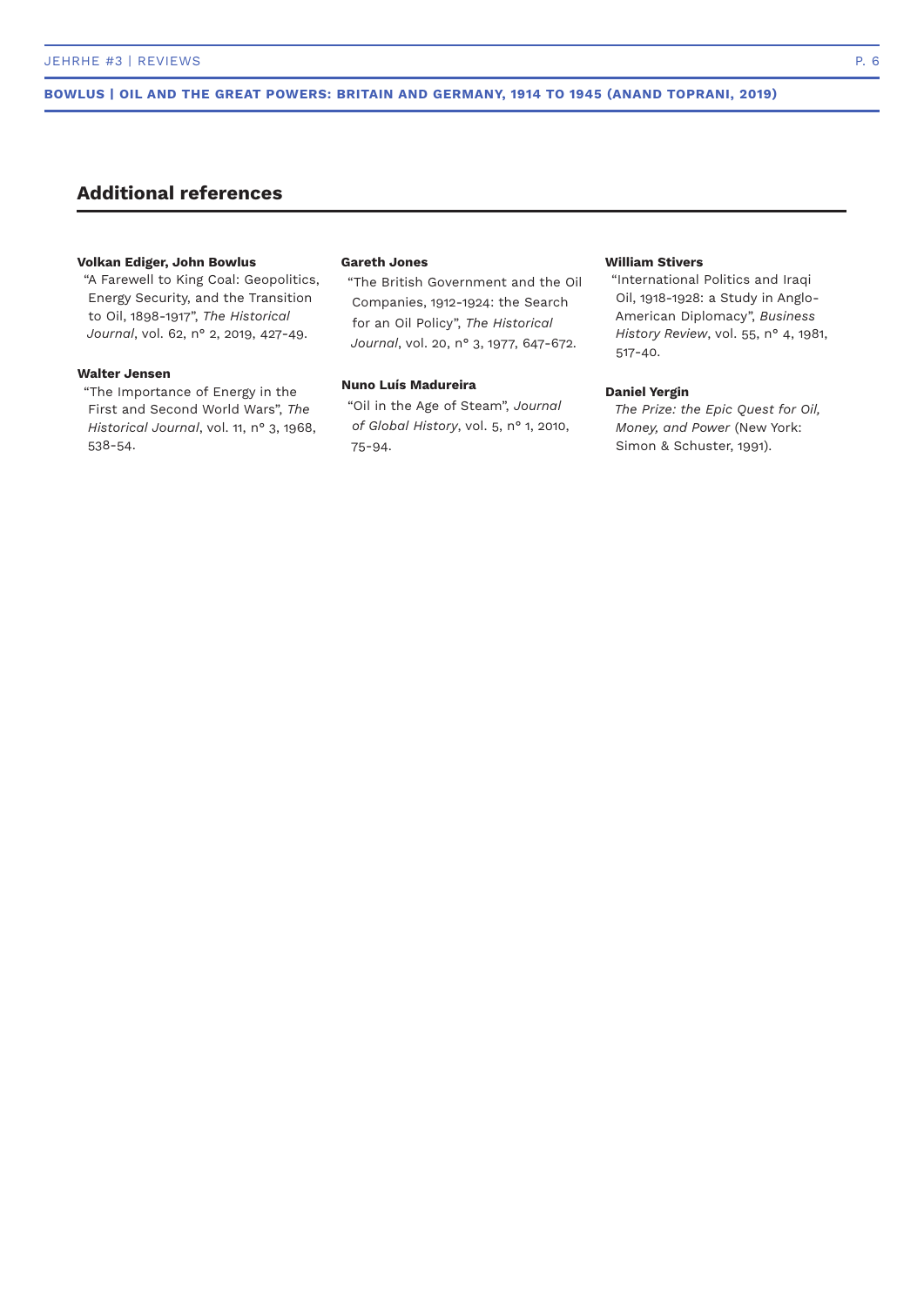## Additional references

**Volkan Ediger, John Bowlus**

"A Farewell to King Coal: Geopolitics, Energy Security, and the Transition to Oil, 1898-1917", *The Historical Journal*, vol. 62, nº 2, 2019, 427-49.

**Walter Jensen**

"The Importance of Energy in the First and Second World Wars", *The Historical Journal*, vol. 11, nº 3, 1968, 538-54.

**Gareth Jones**

"The British Government and the Oil Companies, 1912-1924: the Search for an Oil Policy", *The Historical Journal*, vol. 20, nº 3, 1977, 647-672.

**Nuno Luís Madureira**

"Oil in the Age of Steam", *Journal of Global History*, vol. 5, nº 1, 2010, 75-94.

**William Stivers**

"International Politics and Iraqi Oil, 1918-1928: a Study in Anglo-American Diplomacy", *Business History Review*, vol. 55, nº 4, 1981, 517-40.

**Daniel Yergin**

*The Prize: the Epic Quest for Oil, Money, and Power* (New York: Simon & Schuster, 1991).